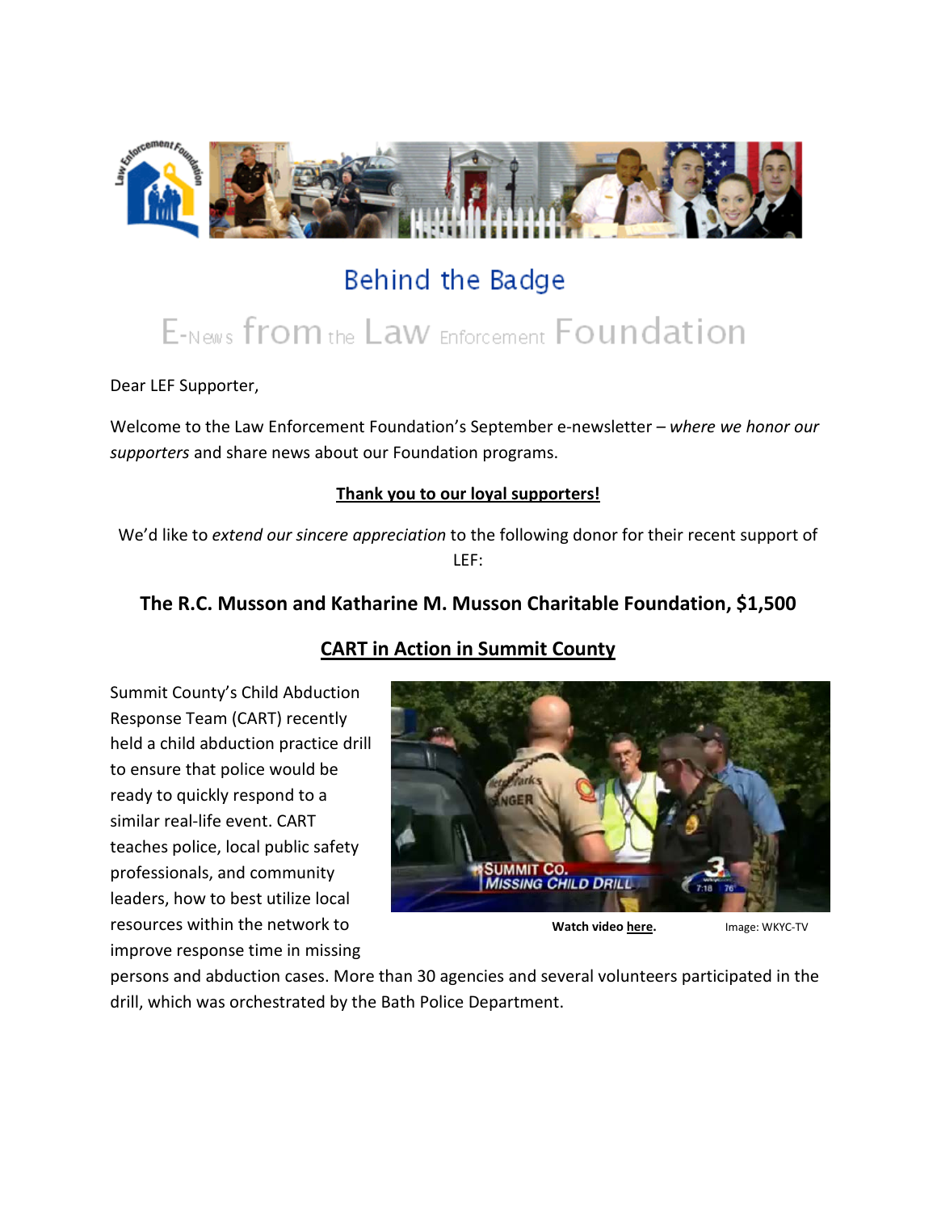# Behind the Badge

## E-News from the Law Enforcement Foundation

Dear LEF Supporter,

Welcome to the Law Enforcement Foundation's September e-newsletter – *where we honor our supporters* and share news about our Foundation programs.

**Thank you to our loyal supporters!**

We'd like to *extend our sincere appreciation* to the following donor for their recent support of LEF:

**The R.C. Musson and Katharine M. Musson Charitable Foundation, $1,500**

## CART in Action in Summit County

Summit County's Child Abduction Response Team (CART) recently held a child abduction practice drill to ensure that police would be ready to quickly respond to a similar real-life event. CART teaches police, local public safety professionals, and community leaders, how to best utilize local resources within the network to improve response time in missing persons and abduction cases. More than 30 agencies and several volunteers participated in the drill, which was orchestrated by the Bath Police Department.

**Watch video here.** Image: WKYC-TV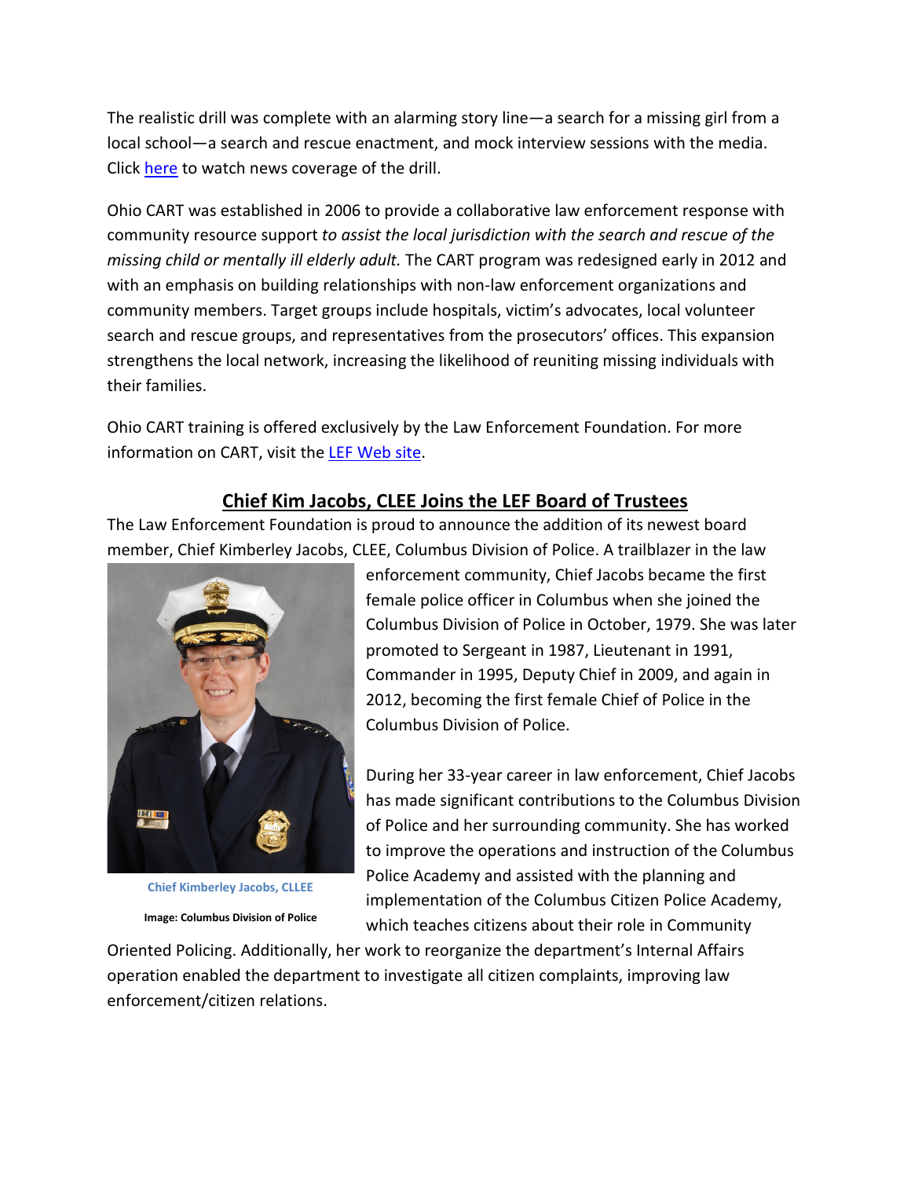The realistic drill was complete with an alarming story line—a search for a missing girl from a local school—a search and rescue enactment, and mock interview sessions with the media. Click here to watch news coverage of the drill.

Ohio CART was established in 2006 to provide a collaborative law enforcement response with community resource support *to assist the local jurisdiction with the search and rescue of the missing child or mentally ill elderly adult.* The CART program was redesigned early in 2012 and with an emphasis on building relationships with non-law enforcement organizations and community members. Target groups include hospitals, victim's advocates, local volunteer search and rescue groups, and representatives from the prosecutors' offices. This expansion strengthens the local network, increasing the likelihood of reuniting missing individuals with their families.

Ohio CART training is offered exclusively by the Law Enforcement Foundation. For more information on CART, visit the LEF Web site.

## Chief Kim Jacobs, CLEE Joins the LEF Board of Trustees

The Law Enforcement Foundation is proud to announce the addition of its newest board member, Chief Kimberley Jacobs, CLEE, Columbus Division of Police. A trailblazer in the law enforcement community, Chief Jacobs became the first female police officer in Columbus when she joined the Columbus Division of Police in October, 1979. She was later promoted to Sergeant in 1987, Lieutenant in 1991, Commander in 1995, Deputy Chief in 2009, and again in 2012, becoming the first female Chief of Police in the Columbus Division of Police.

**Chief Kimberley Jacobs, CLLEE**

**Image: Columbus Division of Police**

During her 33-year career in law enforcement, Chief Jacobs has made significant contributions to the Columbus Division of Police and her surrounding community. She has worked to improve the operations and instruction of the Columbus Police Academy and assisted with the planning and implementation of the Columbus Citizen Police Academy, which teaches citizens about their role in Community Oriented Policing. Additionally, her work to reorganize the department's Internal Affairs operation enabled the department to investigate all citizen complaints, improving law enforcement/citizen relations.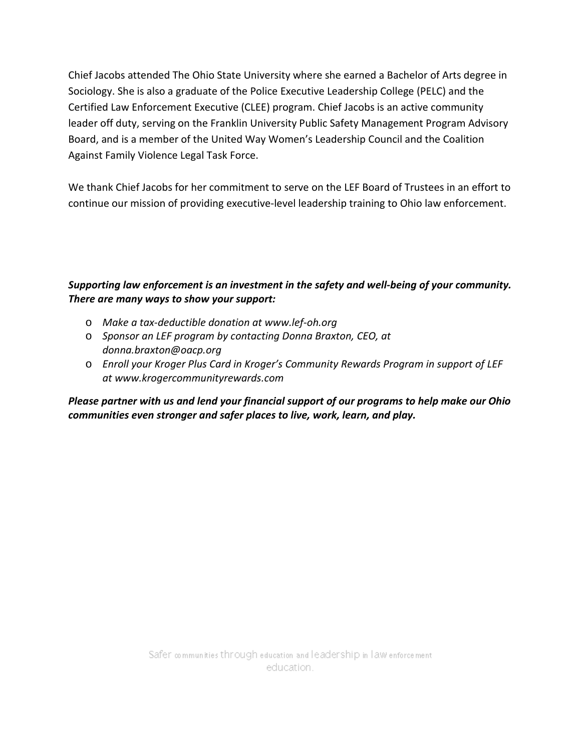Chief Jacobs attended The Ohio State University where she earned a Bachelor of Arts degree in Sociology. She is also a graduate of the Police Executive Leadership College (PELC) and the Certified Law Enforcement Executive (CLEE) program. Chief Jacobs is an active community leader off duty, serving on the Franklin University Public Safety Management Program Advisory Board, and is a member of the United Way Women's Leadership Council and the Coalition Against Family Violence Legal Task Force.

We thank Chief Jacobs for her commitment to serve on the LEF Board of Trustees in an effort to continue our mission of providing executive-level leadership training to Ohio law enforcement.

***Supporting law enforcement is an investment in the safety and well-being of your community. There are many ways to show your support:***

- *Make a tax-deductible donation at www.lef-oh.org*
- *Sponsor an LEF program by contacting Donna Braxton, CEO, at donna.braxton@oacp.org*
- *Enroll your Kroger Plus Card in Kroger's Community Rewards Program in support of LEF at www.krogercommunityrewards.com*

***Please partner with us and lend your financial support of our programs to help make our Ohio communities even stronger and safer places to live, work, learn, and play.***